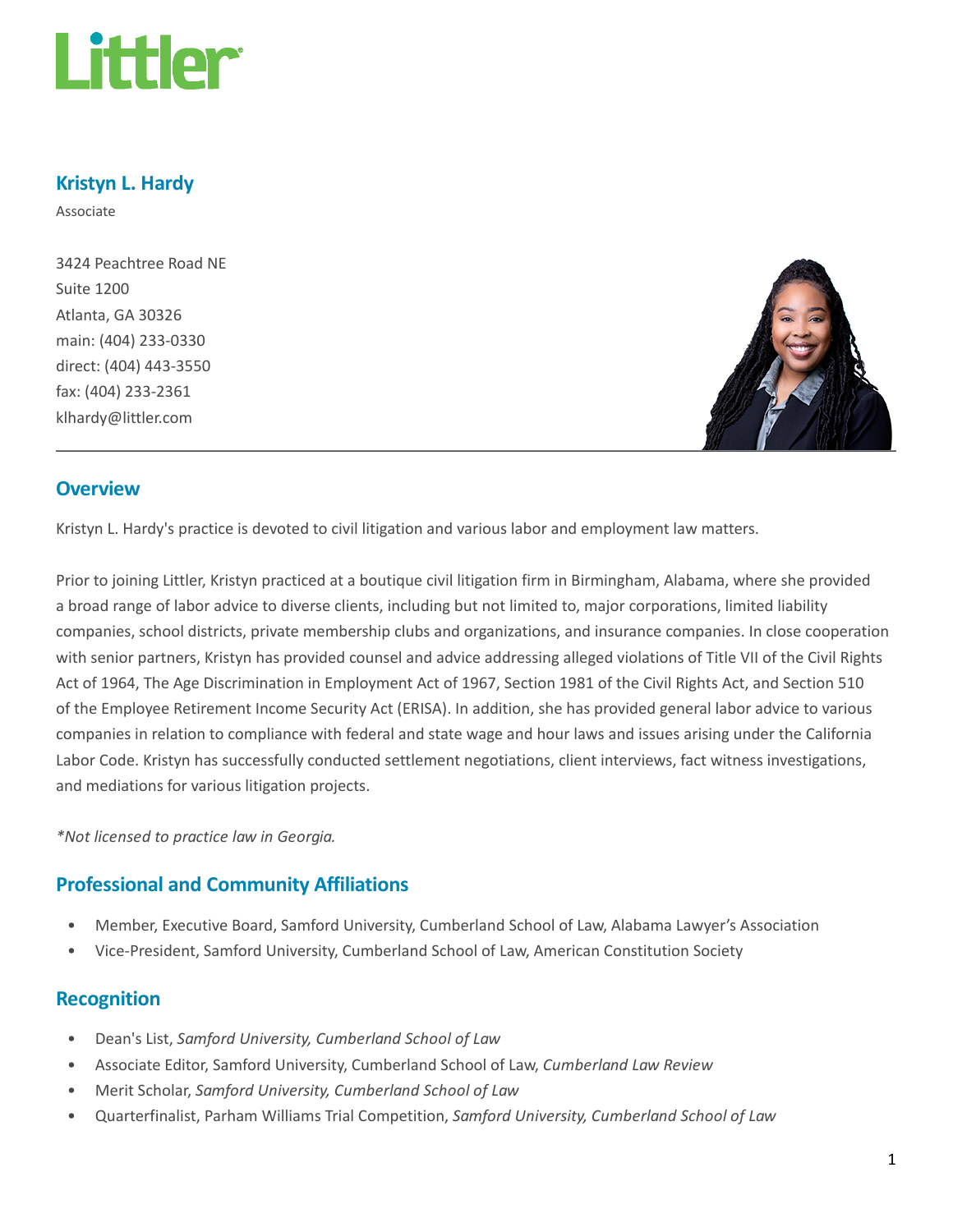# Kristyn L. Hardy

Associate

3424 Peachtree Road NE
Suite 1200
Atlanta, GA 30326
main: (404) 233-0330
direct: (404) 443-3550
fax: (404) 233-2361
klhardy@littler.com

## Overview

Kristyn L. Hardy's practice is devoted to civil litigation and various labor and employment law matters.

Prior to joining Littler, Kristyn practiced at a boutique civil litigation firm in Birmingham, Alabama, where she provided a broad range of labor advice to diverse clients, including but not limited to, major corporations, limited liability companies, school districts, private membership clubs and organizations, and insurance companies. In close cooperation with senior partners, Kristyn has provided counsel and advice addressing alleged violations of Title VII of the Civil Rights Act of 1964, The Age Discrimination in Employment Act of 1967, Section 1981 of the Civil Rights Act, and Section 510 of the Employee Retirement Income Security Act (ERISA). In addition, she has provided general labor advice to various companies in relation to compliance with federal and state wage and hour laws and issues arising under the California Labor Code. Kristyn has successfully conducted settlement negotiations, client interviews, fact witness investigations, and mediations for various litigation projects.

*\*Not licensed to practice law in Georgia.*

## Professional and Community Affiliations

- Member, Executive Board, Samford University, Cumberland School of Law, Alabama Lawyer's Association
- Vice-President, Samford University, Cumberland School of Law, American Constitution Society

## Recognition

- Dean's List, *Samford University, Cumberland School of Law*
- Associate Editor, Samford University, Cumberland School of Law, *Cumberland Law Review*
- Merit Scholar, *Samford University, Cumberland School of Law*
- Quarterfinalist, Parham Williams Trial Competition, *Samford University, Cumberland School of Law*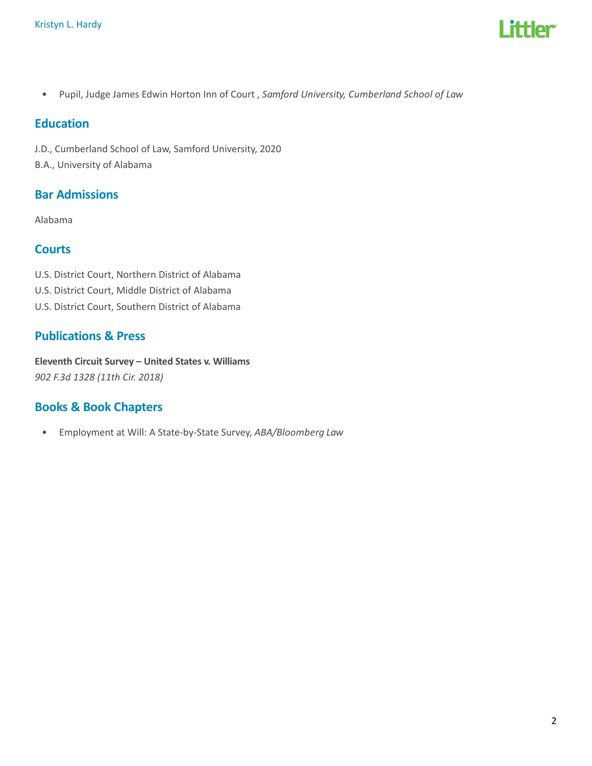- Pupil, Judge James Edwin Horton Inn of Court , *Samford University, Cumberland School of Law*

## Education

J.D., Cumberland School of Law, Samford University, 2020
B.A., University of Alabama

## Bar Admissions

Alabama

## Courts

U.S. District Court, Northern District of Alabama
U.S. District Court, Middle District of Alabama
U.S. District Court, Southern District of Alabama

## Publications & Press

**Eleventh Circuit Survey – United States v. Williams**
*902 F.3d 1328 (11th Cir. 2018)*

## Books & Book Chapters

- Employment at Will: A State-by-State Survey, *ABA/Bloomberg Law*